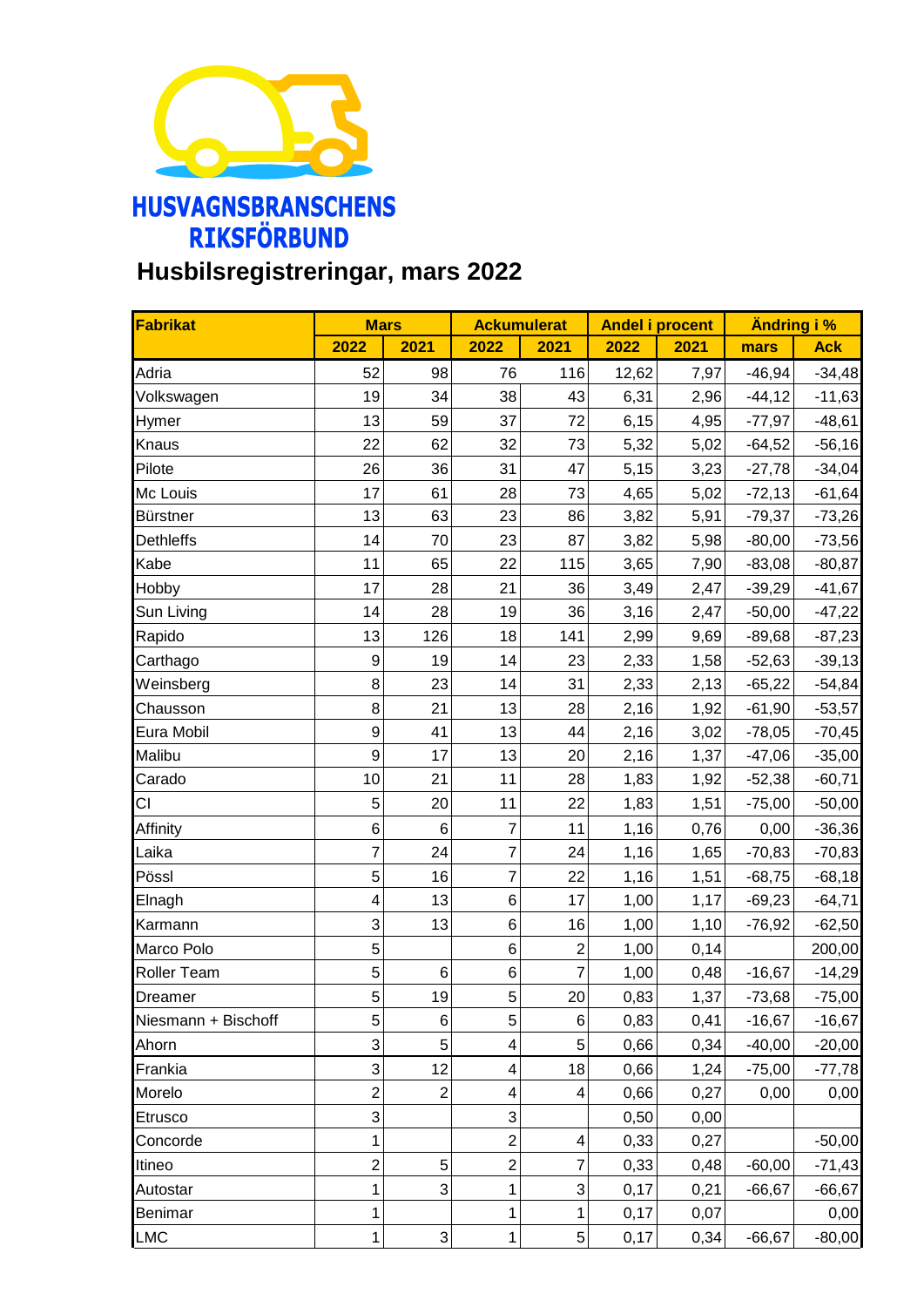HUSVAGNSBRANSCHENS RIKSFÖRBUND

# Husbilsregistreringar, mars 2022

| Fabrikat | Mars | | Ackumulerat | | Andel i procent | | Ändring i % | |
|---|---|---|---|---|---|---|---|---|
| | 2022 | 2021 | 2022 | 2021 | 2022 | 2021 | mars | Ack |
| Adria | 52 | 98 | 76 | 116 | 12,62 | 7,97 | -46,94 | -34,48 |
| Volkswagen | 19 | 34 | 38 | 43 | 6,31 | 2,96 | -44,12 | -11,63 |
| Hymer | 13 | 59 | 37 | 72 | 6,15 | 4,95 | -77,97 | -48,61 |
| Knaus | 22 | 62 | 32 | 73 | 5,32 | 5,02 | -64,52 | -56,16 |
| Pilote | 26 | 36 | 31 | 47 | 5,15 | 3,23 | -27,78 | -34,04 |
| Mc Louis | 17 | 61 | 28 | 73 | 4,65 | 5,02 | -72,13 | -61,64 |
| Bürstner | 13 | 63 | 23 | 86 | 3,82 | 5,91 | -79,37 | -73,26 |
| Dethleffs | 14 | 70 | 23 | 87 | 3,82 | 5,98 | -80,00 | -73,56 |
| Kabe | 11 | 65 | 22 | 115 | 3,65 | 7,90 | -83,08 | -80,87 |
| Hobby | 17 | 28 | 21 | 36 | 3,49 | 2,47 | -39,29 | -41,67 |
| Sun Living | 14 | 28 | 19 | 36 | 3,16 | 2,47 | -50,00 | -47,22 |
| Rapido | 13 | 126 | 18 | 141 | 2,99 | 9,69 | -89,68 | -87,23 |
| Carthago | 9 | 19 | 14 | 23 | 2,33 | 1,58 | -52,63 | -39,13 |
| Weinsberg | 8 | 23 | 14 | 31 | 2,33 | 2,13 | -65,22 | -54,84 |
| Chausson | 8 | 21 | 13 | 28 | 2,16 | 1,92 | -61,90 | -53,57 |
| Eura Mobil | 9 | 41 | 13 | 44 | 2,16 | 3,02 | -78,05 | -70,45 |
| Malibu | 9 | 17 | 13 | 20 | 2,16 | 1,37 | -47,06 | -35,00 |
| Carado | 10 | 21 | 11 | 28 | 1,83 | 1,92 | -52,38 | -60,71 |
| CI | 5 | 20 | 11 | 22 | 1,83 | 1,51 | -75,00 | -50,00 |
| Affinity | 6 | 6 | 7 | 11 | 1,16 | 0,76 | 0,00 | -36,36 |
| Laika | 7 | 24 | 7 | 24 | 1,16 | 1,65 | -70,83 | -70,83 |
| Pössl | 5 | 16 | 7 | 22 | 1,16 | 1,51 | -68,75 | -68,18 |
| Elnagh | 4 | 13 | 6 | 17 | 1,00 | 1,17 | -69,23 | -64,71 |
| Karmann | 3 | 13 | 6 | 16 | 1,00 | 1,10 | -76,92 | -62,50 |
| Marco Polo | 5 | | 6 | 2 | 1,00 | 0,14 | | 200,00 |
| Roller Team | 5 | 6 | 6 | 7 | 1,00 | 0,48 | -16,67 | -14,29 |
| Dreamer | 5 | 19 | 5 | 20 | 0,83 | 1,37 | -73,68 | -75,00 |
| Niesmann + Bischoff | 5 | 6 | 5 | 6 | 0,83 | 0,41 | -16,67 | -16,67 |
| Ahorn | 3 | 5 | 4 | 5 | 0,66 | 0,34 | -40,00 | -20,00 |
| Frankia | 3 | 12 | 4 | 18 | 0,66 | 1,24 | -75,00 | -77,78 |
| Morelo | 2 | 2 | 4 | 4 | 0,66 | 0,27 | 0,00 | 0,00 |
| Etrusco | 3 | | 3 | | 0,50 | 0,00 | | |
| Concorde | 1 | | 2 | 4 | 0,33 | 0,27 | | -50,00 |
| Itineo | 2 | 5 | 2 | 7 | 0,33 | 0,48 | -60,00 | -71,43 |
| Autostar | 1 | 3 | 1 | 3 | 0,17 | 0,21 | -66,67 | -66,67 |
| Benimar | 1 | | 1 | 1 | 0,17 | 0,07 | | 0,00 |
| LMC | 1 | 3 | 1 | 5 | 0,17 | 0,34 | -66,67 | -80,00 |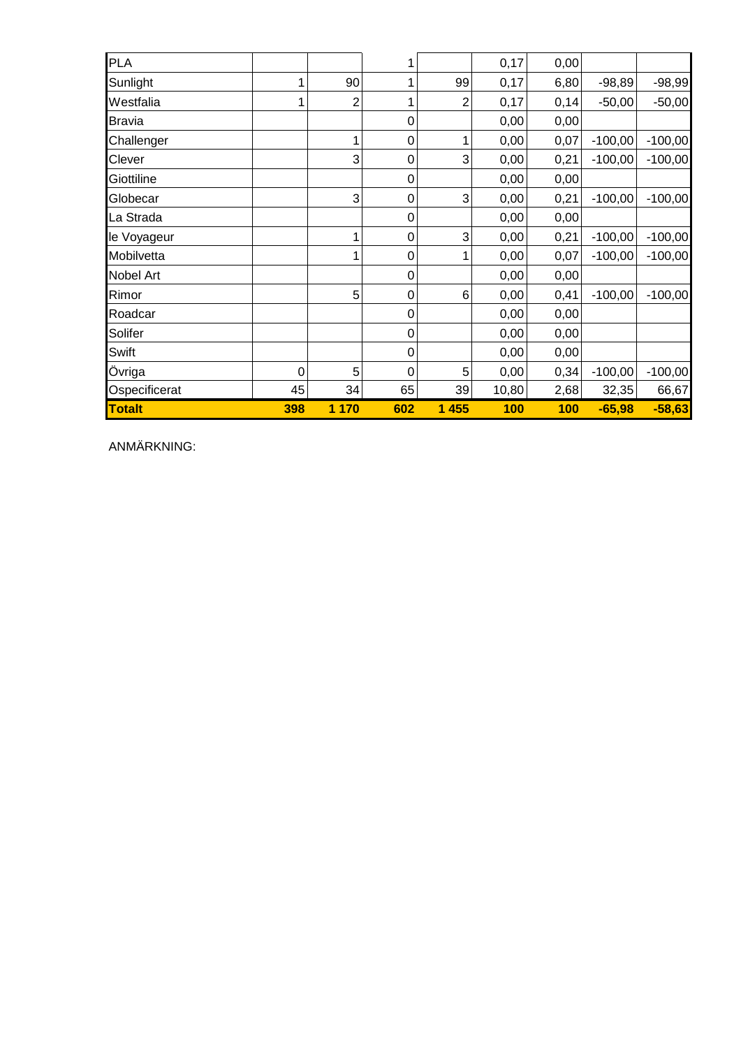| | | | | | | | | |
|---|---|---|---|---|---|---|---|---|
| PLA | | | 1 | | 0,17 | 0,00 | | |
| Sunlight | 1 | 90 | 1 | 99 | 0,17 | 6,80 | -98,89 | -98,99 |
| Westfalia | 1 | 2 | 1 | 2 | 0,17 | 0,14 | -50,00 | -50,00 |
| Bravia | | | 0 | | 0,00 | 0,00 | | |
| Challenger | | 1 | 0 | 1 | 0,00 | 0,07 | -100,00 | -100,00 |
| Clever | | 3 | 0 | 3 | 0,00 | 0,21 | -100,00 | -100,00 |
| Giottiline | | | 0 | | 0,00 | 0,00 | | |
| Globecar | | 3 | 0 | 3 | 0,00 | 0,21 | -100,00 | -100,00 |
| La Strada | | | 0 | | 0,00 | 0,00 | | |
| le Voyageur | | 1 | 0 | 3 | 0,00 | 0,21 | -100,00 | -100,00 |
| Mobilvetta | | 1 | 0 | 1 | 0,00 | 0,07 | -100,00 | -100,00 |
| Nobel Art | | | 0 | | 0,00 | 0,00 | | |
| Rimor | | 5 | 0 | 6 | 0,00 | 0,41 | -100,00 | -100,00 |
| Roadcar | | | 0 | | 0,00 | 0,00 | | |
| Solifer | | | 0 | | 0,00 | 0,00 | | |
| Swift | | | 0 | | 0,00 | 0,00 | | |
| Övriga | 0 | 5 | 0 | 5 | 0,00 | 0,34 | -100,00 | -100,00 |
| Ospecificerat | 45 | 34 | 65 | 39 | 10,80 | 2,68 | 32,35 | 66,67 |
| **Totalt** | **398** | **1 170** | **602** | **1 455** | **100** | **100** | **-65,98** | **-58,63** |

ANMÄRKNING: